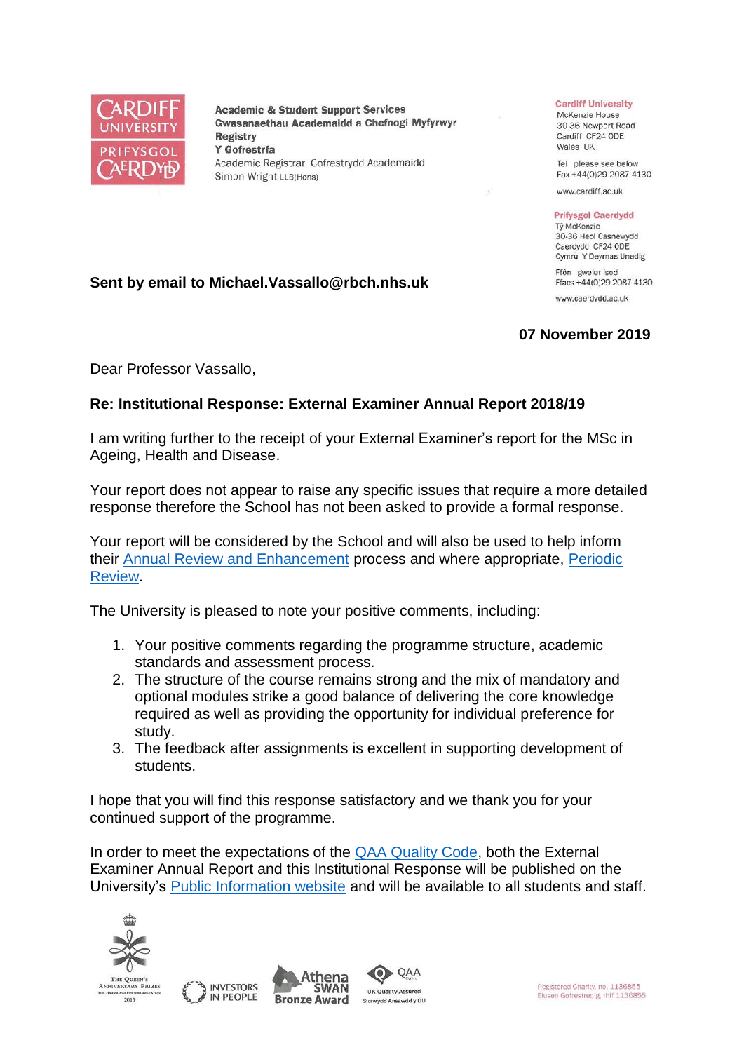Academic & Student Support Services
Gwasanaethau Academaidd a Chefnogi Myfyrwyr
Registry
Y Gofrestrfa
Academic Registrar Cofrestrydd Academaidd
Simon Wright LLB(Hons)

Cardiff University
McKenzie House
30-36 Newport Road
Cardiff CF24 0DE
Wales UK

Tel please see below
Fax +44(0)29 2087 4130

www.cardiff.ac.uk

Prifysgol Caerdydd
Tŷ McKenzie
30-36 Heol Casnewydd
Caerdydd CF24 0DE
Cymru Y Deyrnas Unedig

Ffôn gweler isod
Ffacs +44(0)29 2087 4130

www.caerdydd.ac.uk

**Sent by email to Michael.Vassallo@rbch.nhs.uk**

**07 November 2019**

Dear Professor Vassallo,

**Re: Institutional Response: External Examiner Annual Report 2018/19**

I am writing further to the receipt of your External Examiner's report for the MSc in Ageing, Health and Disease.

Your report does not appear to raise any specific issues that require a more detailed response therefore the School has not been asked to provide a formal response.

Your report will be considered by the School and will also be used to help inform their Annual Review and Enhancement process and where appropriate, Periodic Review.

The University is pleased to note your positive comments, including:

1. Your positive comments regarding the programme structure, academic standards and assessment process.
2. The structure of the course remains strong and the mix of mandatory and optional modules strike a good balance of delivering the core knowledge required as well as providing the opportunity for individual preference for study.
3. The feedback after assignments is excellent in supporting development of students.

I hope that you will find this response satisfactory and we thank you for your continued support of the programme.

In order to meet the expectations of the QAA Quality Code, both the External Examiner Annual Report and this Institutional Response will be published on the University's Public Information website and will be available to all students and staff.

Registered Charity, no. 1136855
Elusen Gofrestredig, rhif 1136855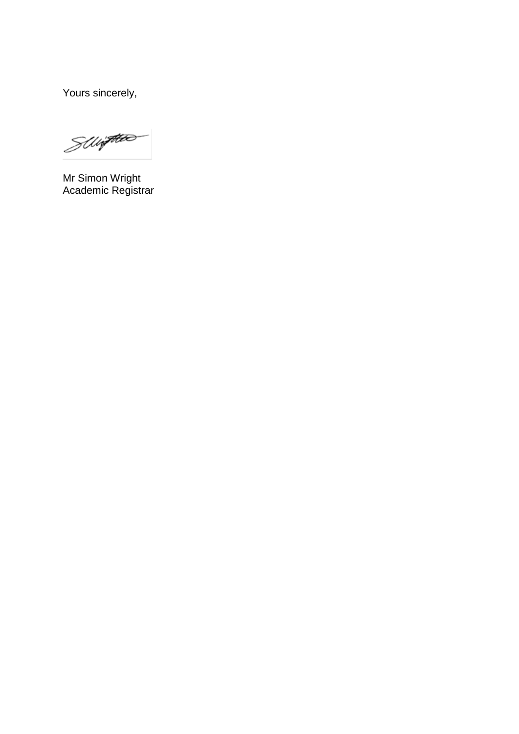Yours sincerely,

Mr Simon Wright
Academic Registrar